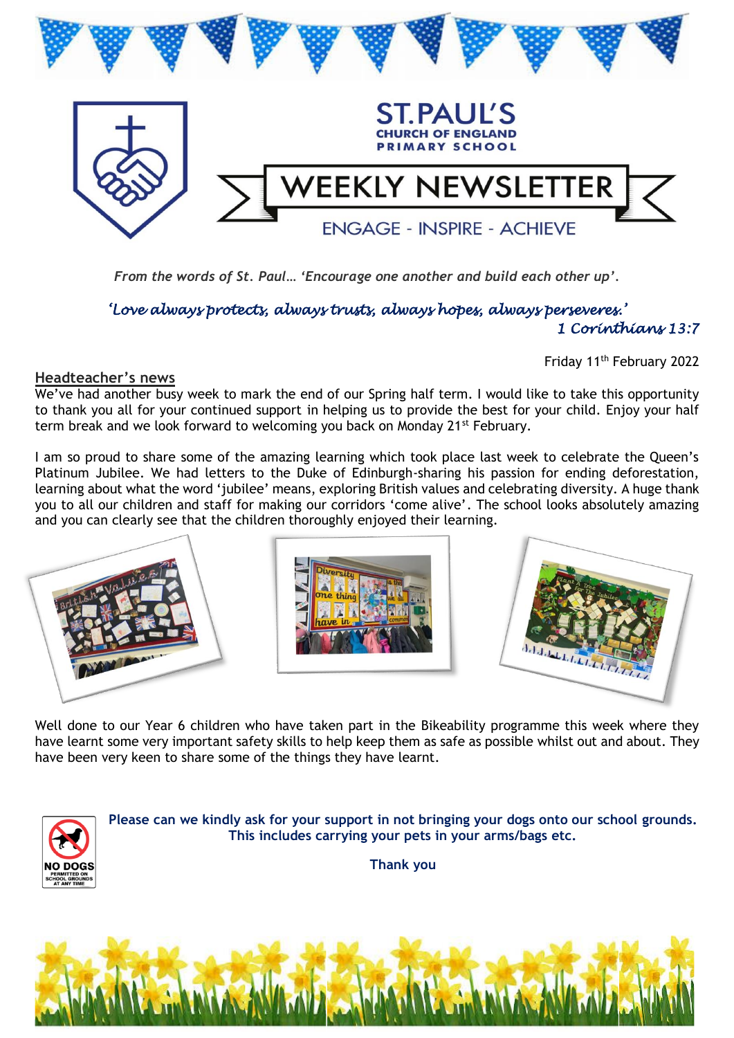# ST. PAUL'S CHURCH OF ENGLAND PRIMARY SCHOOL

# WEEKLY NEWSLETTER

ENGAGE - INSPIRE - ACHIEVE

*From the words of St. Paul… 'Encourage one another and build each other up'.*

*'Love always protects, always trusts, always hopes, always perseveres.'*
*1 Corinthians 13:7*

Friday 11th February 2022

## Headteacher's news

We've had another busy week to mark the end of our Spring half term. I would like to take this opportunity to thank you all for your continued support in helping us to provide the best for your child. Enjoy your half term break and we look forward to welcoming you back on Monday 21st February.

I am so proud to share some of the amazing learning which took place last week to celebrate the Queen's Platinum Jubilee. We had letters to the Duke of Edinburgh-sharing his passion for ending deforestation, learning about what the word 'jubilee' means, exploring British values and celebrating diversity. A huge thank you to all our children and staff for making our corridors 'come alive'. The school looks absolutely amazing and you can clearly see that the children thoroughly enjoyed their learning.

Well done to our Year 6 children who have taken part in the Bikeability programme this week where they have learnt some very important safety skills to help keep them as safe as possible whilst out and about. They have been very keen to share some of the things they have learnt.

NO DOGS PERMITTED ON SCHOOL GROUNDS AT ANY TIME

**Please can we kindly ask for your support in not bringing your dogs onto our school grounds. This includes carrying your pets in your arms/bags etc.**

**Thank you**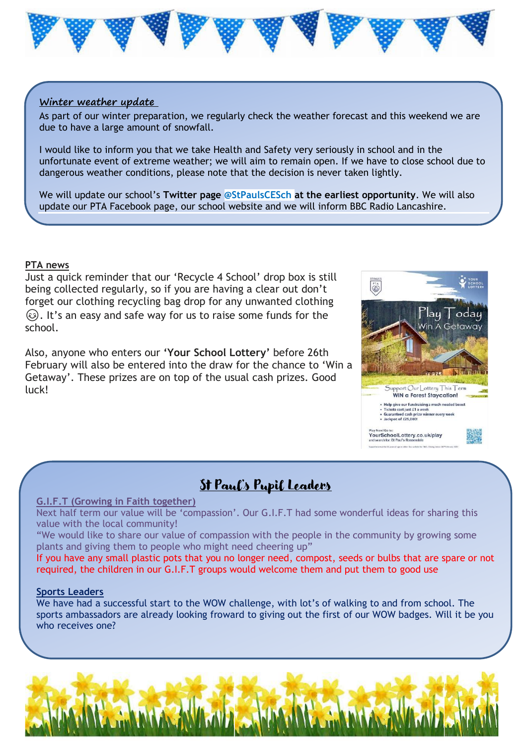### Winter weather update

As part of our winter preparation, we regularly check the weather forecast and this weekend we are due to have a large amount of snowfall.

I would like to inform you that we take Health and Safety very seriously in school and in the unfortunate event of extreme weather; we will aim to remain open. If we have to close school due to dangerous weather conditions, please note that the decision is never taken lightly.

We will update our school's **Twitter page** @StPaulsCESch **at the earliest opportunity**. We will also update our PTA Facebook page, our school website and we will inform BBC Radio Lancashire.

### PTA news

Just a quick reminder that our 'Recycle 4 School' drop box is still being collected regularly, so if you are having a clear out don't forget our clothing recycling bag drop for any unwanted clothing 😊. It's an easy and safe way for us to raise some funds for the school.

Also, anyone who enters our '**Your School Lottery**' before 26th February will also be entered into the draw for the chance to 'Win a Getaway'. These prizes are on top of the usual cash prizes. Good luck!

## St Paul's Pupil Leaders

### G.I.F.T (Growing in Faith together)

Next half term our value will be 'compassion'. Our G.I.F.T had some wonderful ideas for sharing this value with the local community!

"We would like to share our value of compassion with the people in the community by growing some plants and giving them to people who might need cheering up"

If you have any small plastic pots that you no longer need, compost, seeds or bulbs that are spare or not required, the children in our G.I.F.T groups would welcome them and put them to good use

### Sports Leaders

We have had a successful start to the WOW challenge, with lot's of walking to and from school. The sports ambassadors are already looking froward to giving out the first of our WOW badges. Will it be you who receives one?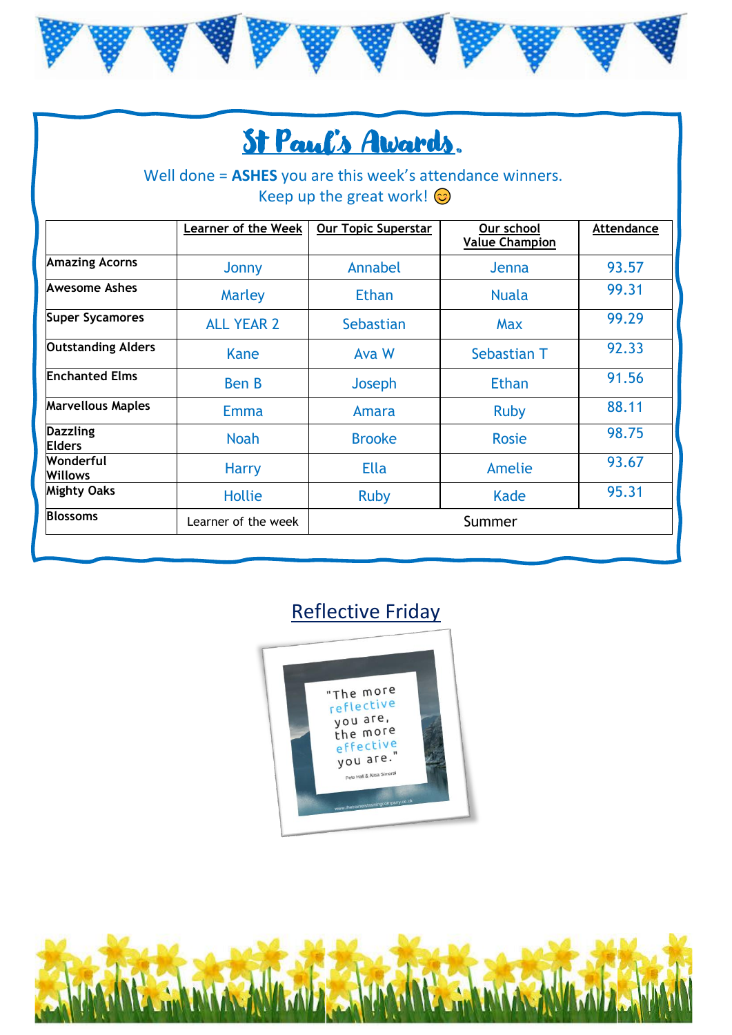# St Paul's Awards.

Well done = **ASHES** you are this week's attendance winners.
Keep up the great work! 😊

| | Learner of the Week | Our Topic Superstar | Our school Value Champion | Attendance |
|---|---|---|---|---|
| Amazing Acorns | Jonny | Annabel | Jenna | 93.57 |
| Awesome Ashes | Marley | Ethan | Nuala | 99.31 |
| Super Sycamores | ALL YEAR 2 | Sebastian | Max | 99.29 |
| Outstanding Alders | Kane | Ava W | Sebastian T | 92.33 |
| Enchanted Elms | Ben B | Joseph | Ethan | 91.56 |
| Marvellous Maples | Emma | Amara | Ruby | 88.11 |
| Dazzling Elders | Noah | Brooke | Rosie | 98.75 |
| Wonderful Willows | Harry | Ella | Amelie | 93.67 |
| Mighty Oaks | Hollie | Ruby | Kade | 95.31 |
| Blossoms | Learner of the week | Summer | | |

## Reflective Friday

"The more reflective you are, the more effective you are."

Pete Hall & Alisa Simeral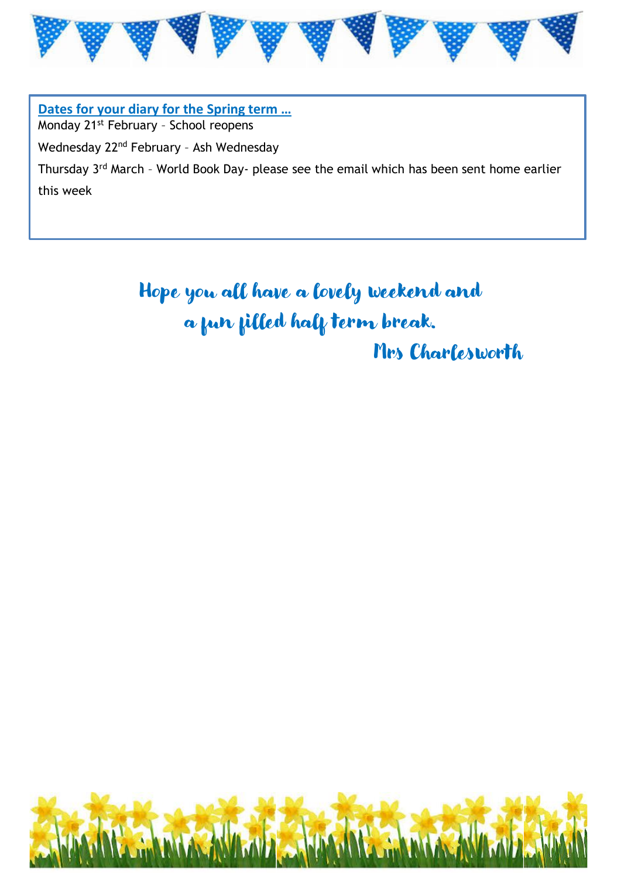**Dates for your diary for the Spring term …**

Monday 21st February – School reopens

Wednesday 22nd February – Ash Wednesday

Thursday 3rd March – World Book Day- please see the email which has been sent home earlier this week

Hope you all have a lovely weekend and
a fun filled half term break.

Mrs Charlesworth